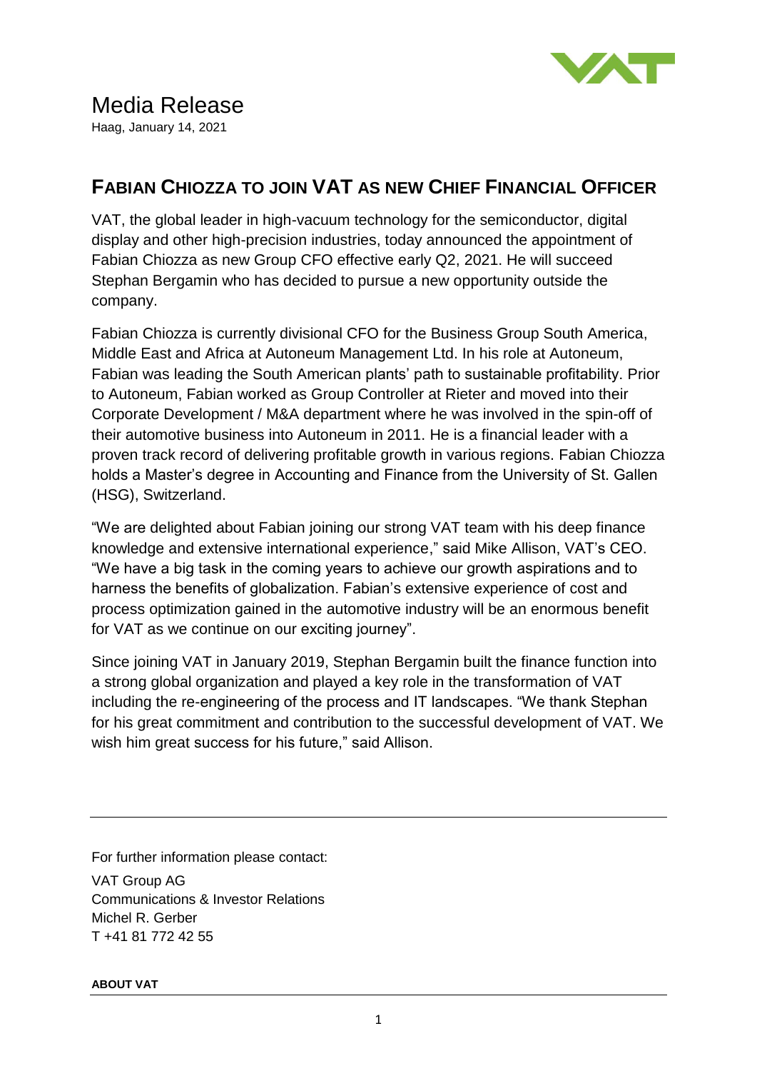# Media Release

Haag, January 14, 2021

## FABIAN CHIOZZA TO JOIN VAT AS NEW CHIEF FINANCIAL OFFICER

VAT, the global leader in high-vacuum technology for the semiconductor, digital display and other high-precision industries, today announced the appointment of Fabian Chiozza as new Group CFO effective early Q2, 2021. He will succeed Stephan Bergamin who has decided to pursue a new opportunity outside the company.

Fabian Chiozza is currently divisional CFO for the Business Group South America, Middle East and Africa at Autoneum Management Ltd. In his role at Autoneum, Fabian was leading the South American plants' path to sustainable profitability. Prior to Autoneum, Fabian worked as Group Controller at Rieter and moved into their Corporate Development / M&A department where he was involved in the spin-off of their automotive business into Autoneum in 2011. He is a financial leader with a proven track record of delivering profitable growth in various regions. Fabian Chiozza holds a Master's degree in Accounting and Finance from the University of St. Gallen (HSG), Switzerland.

"We are delighted about Fabian joining our strong VAT team with his deep finance knowledge and extensive international experience," said Mike Allison, VAT's CEO. "We have a big task in the coming years to achieve our growth aspirations and to harness the benefits of globalization. Fabian's extensive experience of cost and process optimization gained in the automotive industry will be an enormous benefit for VAT as we continue on our exciting journey".

Since joining VAT in January 2019, Stephan Bergamin built the finance function into a strong global organization and played a key role in the transformation of VAT including the re-engineering of the process and IT landscapes. "We thank Stephan for his great commitment and contribution to the successful development of VAT. We wish him great success for his future," said Allison.

---

For further information please contact:

VAT Group AG
Communications & Investor Relations
Michel R. Gerber
T +41 81 772 42 55

**ABOUT VAT**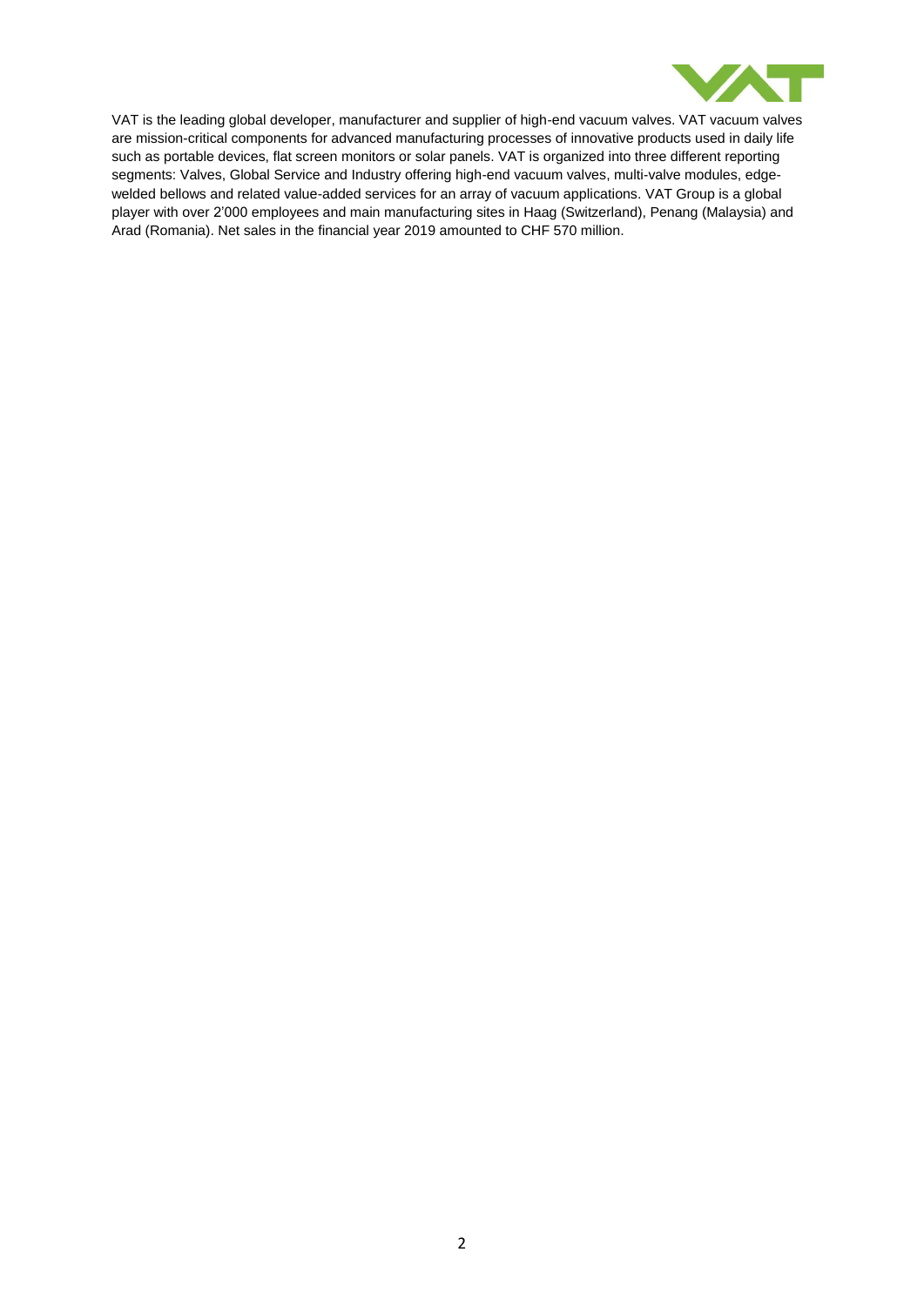VAT is the leading global developer, manufacturer and supplier of high-end vacuum valves. VAT vacuum valves are mission-critical components for advanced manufacturing processes of innovative products used in daily life such as portable devices, flat screen monitors or solar panels. VAT is organized into three different reporting segments: Valves, Global Service and Industry offering high-end vacuum valves, multi-valve modules, edge-welded bellows and related value-added services for an array of vacuum applications. VAT Group is a global player with over 2'000 employees and main manufacturing sites in Haag (Switzerland), Penang (Malaysia) and Arad (Romania). Net sales in the financial year 2019 amounted to CHF 570 million.